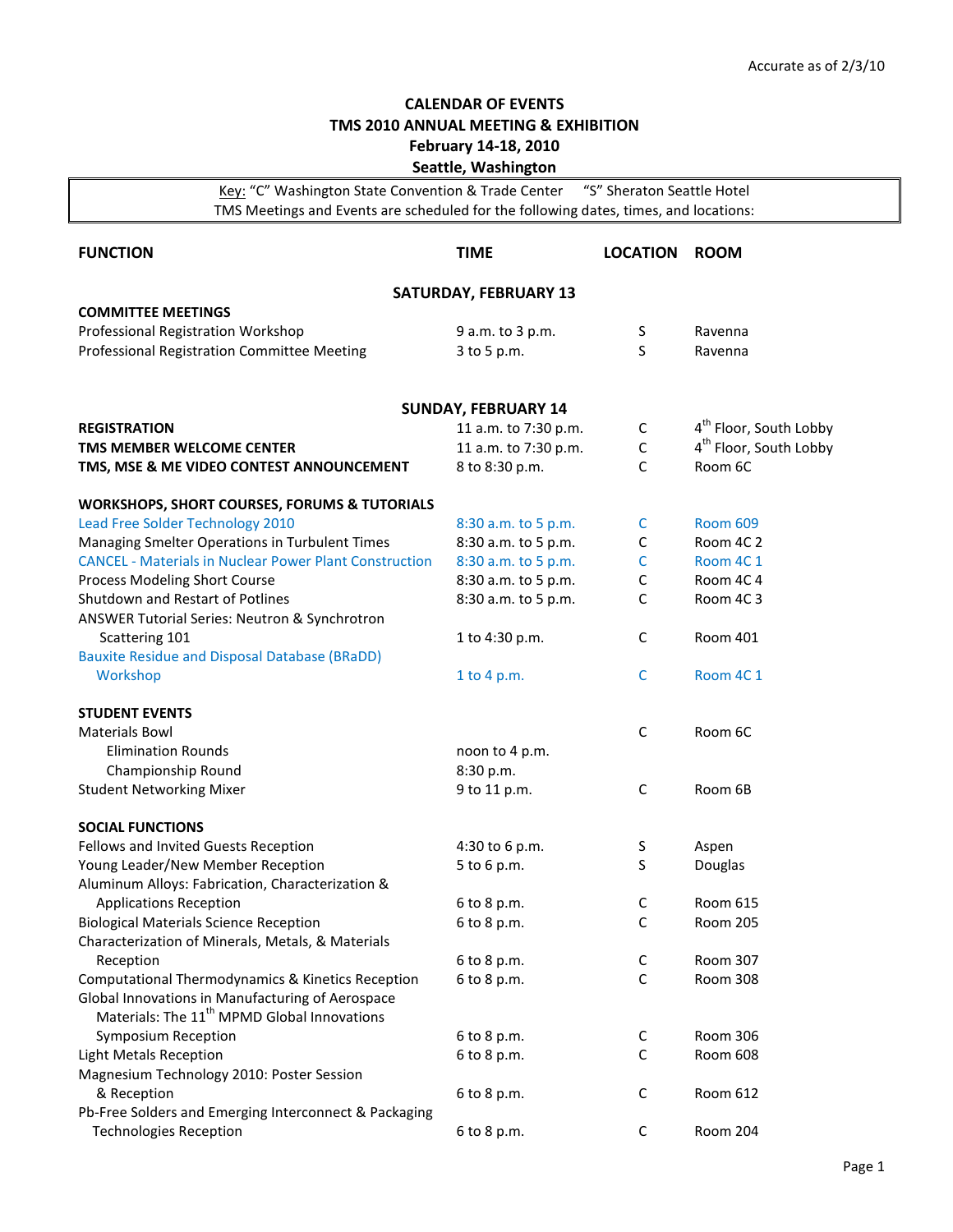Accurate as of 2/3/10

# CALENDAR OF EVENTS
# TMS 2010 ANNUAL MEETING & EXHIBITION
## February 14-18, 2010
## Seattle, Washington

Key: "C" Washington State Convention & Trade Center "S" Sheraton Seattle Hotel
TMS Meetings and Events are scheduled for the following dates, times, and locations:

| FUNCTION | TIME | LOCATION | ROOM |
|---|---|---|---|
| **SATURDAY, FEBRUARY 13** | | | |
| **COMMITTEE MEETINGS** | | | |
| Professional Registration Workshop | 9 a.m. to 3 p.m. | S | Ravenna |
| Professional Registration Committee Meeting | 3 to 5 p.m. | S | Ravenna |
| **SUNDAY, FEBRUARY 14** | | | |
| **REGISTRATION** | 11 a.m. to 7:30 p.m. | C | 4th Floor, South Lobby |
| **TMS MEMBER WELCOME CENTER** | 11 a.m. to 7:30 p.m. | C | 4th Floor, South Lobby |
| **TMS, MSE & ME VIDEO CONTEST ANNOUNCEMENT** | 8 to 8:30 p.m. | C | Room 6C |
| **WORKSHOPS, SHORT COURSES, FORUMS & TUTORIALS** | | | |
| Lead Free Solder Technology 2010 | 8:30 a.m. to 5 p.m. | C | Room 609 |
| Managing Smelter Operations in Turbulent Times | 8:30 a.m. to 5 p.m. | C | Room 4C 2 |
| CANCEL - Materials in Nuclear Power Plant Construction | 8:30 a.m. to 5 p.m. | C | Room 4C 1 |
| Process Modeling Short Course | 8:30 a.m. to 5 p.m. | C | Room 4C 4 |
| Shutdown and Restart of Potlines | 8:30 a.m. to 5 p.m. | C | Room 4C 3 |
| ANSWER Tutorial Series: Neutron & Synchrotron Scattering 101 | 1 to 4:30 p.m. | C | Room 401 |
| Bauxite Residue and Disposal Database (BRaDD) Workshop | 1 to 4 p.m. | C | Room 4C 1 |
| **STUDENT EVENTS** | | | |
| Materials Bowl | | C | Room 6C |
| Elimination Rounds | noon to 4 p.m. | | |
| Championship Round | 8:30 p.m. | | |
| Student Networking Mixer | 9 to 11 p.m. | C | Room 6B |
| **SOCIAL FUNCTIONS** | | | |
| Fellows and Invited Guests Reception | 4:30 to 6 p.m. | S | Aspen |
| Young Leader/New Member Reception | 5 to 6 p.m. | S | Douglas |
| Aluminum Alloys: Fabrication, Characterization & Applications Reception | 6 to 8 p.m. | C | Room 615 |
| Biological Materials Science Reception | 6 to 8 p.m. | C | Room 205 |
| Characterization of Minerals, Metals, & Materials Reception | 6 to 8 p.m. | C | Room 307 |
| Computational Thermodynamics & Kinetics Reception | 6 to 8 p.m. | C | Room 308 |
| Global Innovations in Manufacturing of Aerospace Materials: The 11th MPMD Global Innovations Symposium Reception | 6 to 8 p.m. | C | Room 306 |
| Light Metals Reception | 6 to 8 p.m. | C | Room 608 |
| Magnesium Technology 2010: Poster Session & Reception | 6 to 8 p.m. | C | Room 612 |
| Pb-Free Solders and Emerging Interconnect & Packaging Technologies Reception | 6 to 8 p.m. | C | Room 204 |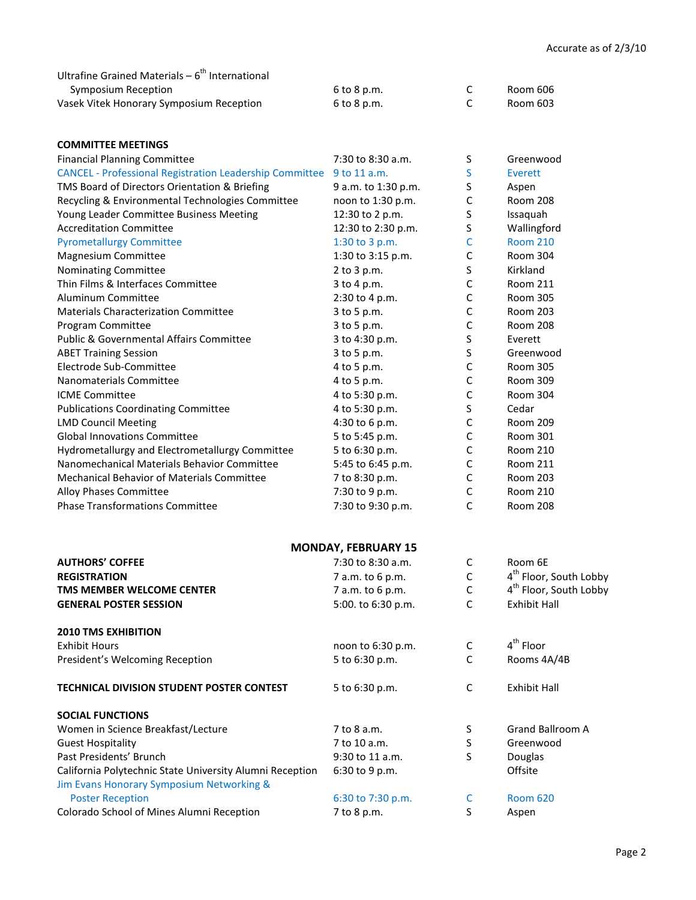Accurate as of 2/3/10

| | | | |
|---|---|---|---|
| Ultrafine Grained Materials – 6th International Symposium Reception | 6 to 8 p.m. | C | Room 606 |
| Vasek Vitek Honorary Symposium Reception | 6 to 8 p.m. | C | Room 603 |

**COMMITTEE MEETINGS**

| | | | |
|---|---|---|---|
| Financial Planning Committee | 7:30 to 8:30 a.m. | S | Greenwood |
| CANCEL - Professional Registration Leadership Committee | 9 to 11 a.m. | S | Everett |
| TMS Board of Directors Orientation & Briefing | 9 a.m. to 1:30 p.m. | S | Aspen |
| Recycling & Environmental Technologies Committee | noon to 1:30 p.m. | C | Room 208 |
| Young Leader Committee Business Meeting | 12:30 to 2 p.m. | S | Issaquah |
| Accreditation Committee | 12:30 to 2:30 p.m. | S | Wallingford |
| Pyrometallurgy Committee | 1:30 to 3 p.m. | C | Room 210 |
| Magnesium Committee | 1:30 to 3:15 p.m. | C | Room 304 |
| Nominating Committee | 2 to 3 p.m. | S | Kirkland |
| Thin Films & Interfaces Committee | 3 to 4 p.m. | C | Room 211 |
| Aluminum Committee | 2:30 to 4 p.m. | C | Room 305 |
| Materials Characterization Committee | 3 to 5 p.m. | C | Room 203 |
| Program Committee | 3 to 5 p.m. | C | Room 208 |
| Public & Governmental Affairs Committee | 3 to 4:30 p.m. | S | Everett |
| ABET Training Session | 3 to 5 p.m. | S | Greenwood |
| Electrode Sub-Committee | 4 to 5 p.m. | C | Room 305 |
| Nanomaterials Committee | 4 to 5 p.m. | C | Room 309 |
| ICME Committee | 4 to 5:30 p.m. | C | Room 304 |
| Publications Coordinating Committee | 4 to 5:30 p.m. | S | Cedar |
| LMD Council Meeting | 4:30 to 6 p.m. | C | Room 209 |
| Global Innovations Committee | 5 to 5:45 p.m. | C | Room 301 |
| Hydrometallurgy and Electrometallurgy Committee | 5 to 6:30 p.m. | C | Room 210 |
| Nanomechanical Materials Behavior Committee | 5:45 to 6:45 p.m. | C | Room 211 |
| Mechanical Behavior of Materials Committee | 7 to 8:30 p.m. | C | Room 203 |
| Alloy Phases Committee | 7:30 to 9 p.m. | C | Room 210 |
| Phase Transformations Committee | 7:30 to 9:30 p.m. | C | Room 208 |

## MONDAY, FEBRUARY 15

| | | | |
|---|---|---|---|
| **AUTHORS' COFFEE** | 7:30 to 8:30 a.m. | C | Room 6E |
| **REGISTRATION** | 7 a.m. to 6 p.m. | C | 4th Floor, South Lobby |
| **TMS MEMBER WELCOME CENTER** | 7 a.m. to 6 p.m. | C | 4th Floor, South Lobby |
| **GENERAL POSTER SESSION** | 5:00. to 6:30 p.m. | C | Exhibit Hall |

**2010 TMS EXHIBITION**

| | | | |
|---|---|---|---|
| Exhibit Hours | noon to 6:30 p.m. | C | 4th Floor |
| President's Welcoming Reception | 5 to 6:30 p.m. | C | Rooms 4A/4B |

| | | | |
|---|---|---|---|
| **TECHNICAL DIVISION STUDENT POSTER CONTEST** | 5 to 6:30 p.m. | C | Exhibit Hall |

**SOCIAL FUNCTIONS**

| | | | |
|---|---|---|---|
| Women in Science Breakfast/Lecture | 7 to 8 a.m. | S | Grand Ballroom A |
| Guest Hospitality | 7 to 10 a.m. | S | Greenwood |
| Past Presidents' Brunch | 9:30 to 11 a.m. | S | Douglas |
| California Polytechnic State University Alumni Reception | 6:30 to 9 p.m. | | Offsite |
| Jim Evans Honorary Symposium Networking & Poster Reception | 6:30 to 7:30 p.m. | C | Room 620 |
| Colorado School of Mines Alumni Reception | 7 to 8 p.m. | S | Aspen |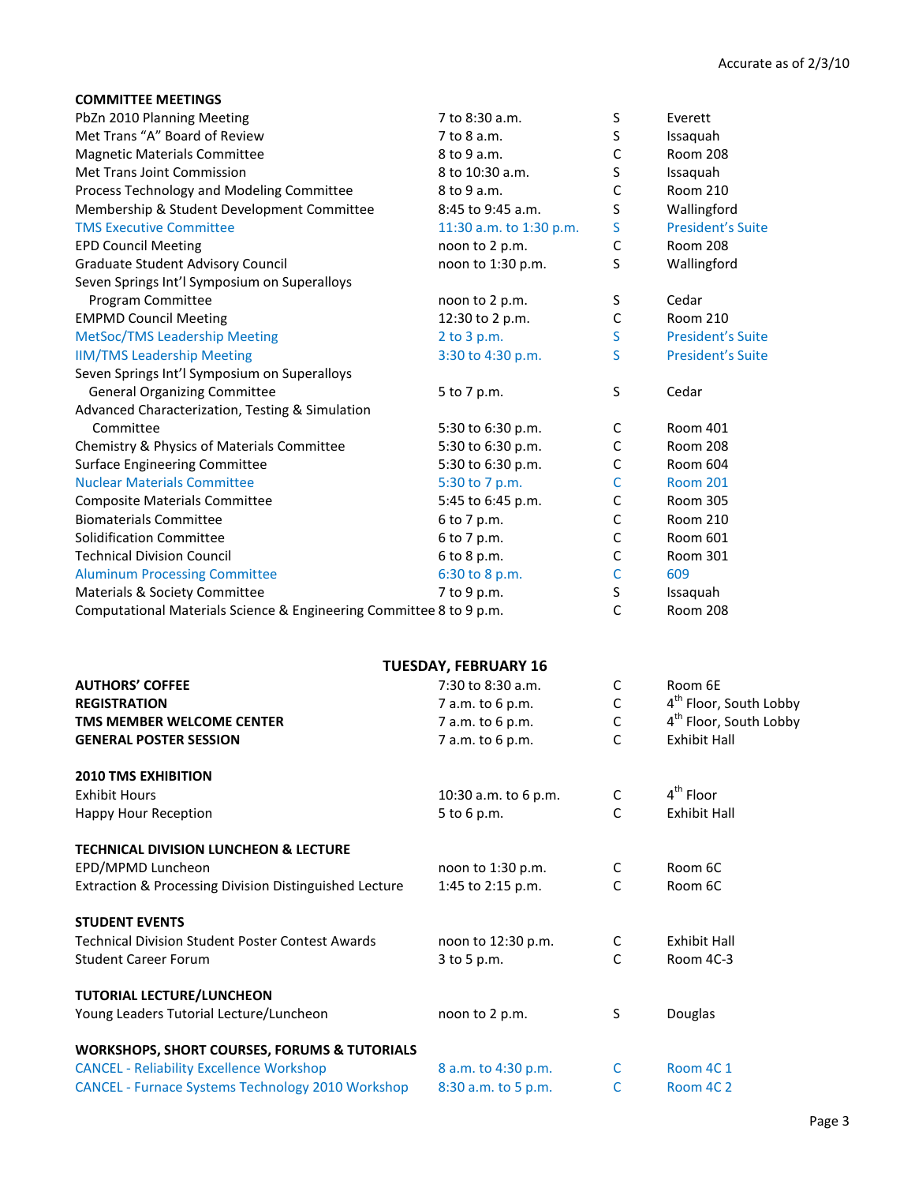Accurate as of 2/3/10

**COMMITTEE MEETINGS**

| | | | |
|---|---|---|---|
| PbZn 2010 Planning Meeting | 7 to 8:30 a.m. | S | Everett |
| Met Trans "A" Board of Review | 7 to 8 a.m. | S | Issaquah |
| Magnetic Materials Committee | 8 to 9 a.m. | C | Room 208 |
| Met Trans Joint Commission | 8 to 10:30 a.m. | S | Issaquah |
| Process Technology and Modeling Committee | 8 to 9 a.m. | C | Room 210 |
| Membership & Student Development Committee | 8:45 to 9:45 a.m. | S | Wallingford |
| TMS Executive Committee | 11:30 a.m. to 1:30 p.m. | S | President's Suite |
| EPD Council Meeting | noon to 2 p.m. | C | Room 208 |
| Graduate Student Advisory Council | noon to 1:30 p.m. | S | Wallingford |
| Seven Springs Int'l Symposium on Superalloys Program Committee | noon to 2 p.m. | S | Cedar |
| EMPMD Council Meeting | 12:30 to 2 p.m. | C | Room 210 |
| MetSoc/TMS Leadership Meeting | 2 to 3 p.m. | S | President's Suite |
| IIM/TMS Leadership Meeting | 3:30 to 4:30 p.m. | S | President's Suite |
| Seven Springs Int'l Symposium on Superalloys General Organizing Committee | 5 to 7 p.m. | S | Cedar |
| Advanced Characterization, Testing & Simulation Committee | 5:30 to 6:30 p.m. | C | Room 401 |
| Chemistry & Physics of Materials Committee | 5:30 to 6:30 p.m. | C | Room 208 |
| Surface Engineering Committee | 5:30 to 6:30 p.m. | C | Room 604 |
| Nuclear Materials Committee | 5:30 to 7 p.m. | C | Room 201 |
| Composite Materials Committee | 5:45 to 6:45 p.m. | C | Room 305 |
| Biomaterials Committee | 6 to 7 p.m. | C | Room 210 |
| Solidification Committee | 6 to 7 p.m. | C | Room 601 |
| Technical Division Council | 6 to 8 p.m. | C | Room 301 |
| Aluminum Processing Committee | 6:30 to 8 p.m. | C | 609 |
| Materials & Society Committee | 7 to 9 p.m. | S | Issaquah |
| Computational Materials Science & Engineering Committee | 8 to 9 p.m. | C | Room 208 |

## TUESDAY, FEBRUARY 16

| | | | |
|---|---|---|---|
| **AUTHORS' COFFEE** | 7:30 to 8:30 a.m. | C | Room 6E |
| **REGISTRATION** | 7 a.m. to 6 p.m. | C | 4th Floor, South Lobby |
| **TMS MEMBER WELCOME CENTER** | 7 a.m. to 6 p.m. | C | 4th Floor, South Lobby |
| **GENERAL POSTER SESSION** | 7 a.m. to 6 p.m. | C | Exhibit Hall |

**2010 TMS EXHIBITION**

| | | | |
|---|---|---|---|
| Exhibit Hours | 10:30 a.m. to 6 p.m. | C | 4th Floor |
| Happy Hour Reception | 5 to 6 p.m. | C | Exhibit Hall |

**TECHNICAL DIVISION LUNCHEON & LECTURE**

| | | | |
|---|---|---|---|
| EPD/MPMD Luncheon | noon to 1:30 p.m. | C | Room 6C |
| Extraction & Processing Division Distinguished Lecture | 1:45 to 2:15 p.m. | C | Room 6C |

**STUDENT EVENTS**

| | | | |
|---|---|---|---|
| Technical Division Student Poster Contest Awards | noon to 12:30 p.m. | C | Exhibit Hall |
| Student Career Forum | 3 to 5 p.m. | C | Room 4C-3 |

**TUTORIAL LECTURE/LUNCHEON**

| | | | |
|---|---|---|---|
| Young Leaders Tutorial Lecture/Luncheon | noon to 2 p.m. | S | Douglas |

**WORKSHOPS, SHORT COURSES, FORUMS & TUTORIALS**

| | | | |
|---|---|---|---|
| CANCEL - Reliability Excellence Workshop | 8 a.m. to 4:30 p.m. | C | Room 4C 1 |
| CANCEL - Furnace Systems Technology 2010 Workshop | 8:30 a.m. to 5 p.m. | C | Room 4C 2 |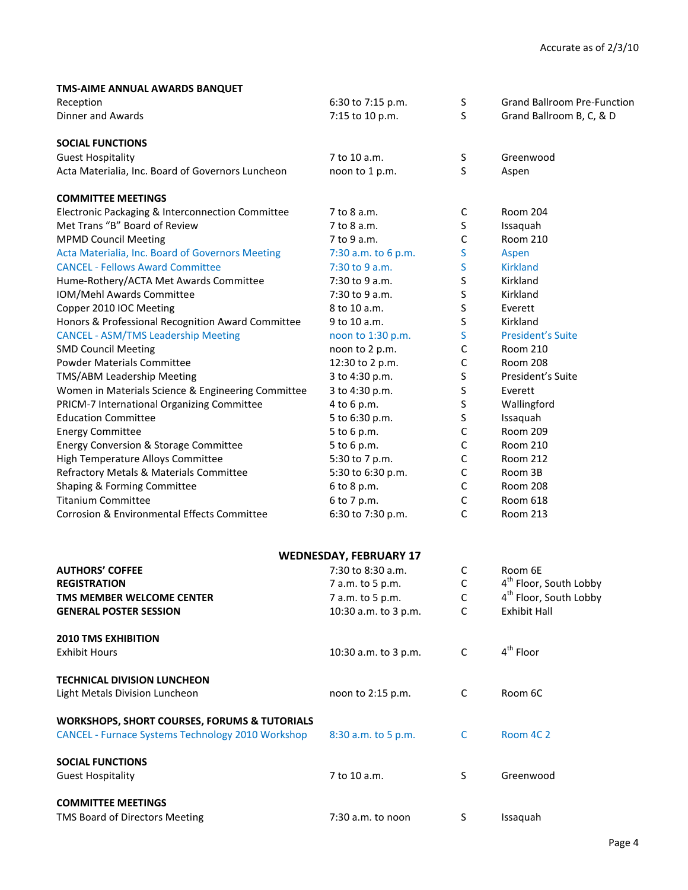Accurate as of 2/3/10

**TMS-AIME ANNUAL AWARDS BANQUET**

| | | | |
|---|---|---|---|
| Reception | 6:30 to 7:15 p.m. | S | Grand Ballroom Pre-Function |
| Dinner and Awards | 7:15 to 10 p.m. | S | Grand Ballroom B, C, & D |

**SOCIAL FUNCTIONS**

| | | | |
|---|---|---|---|
| Guest Hospitality | 7 to 10 a.m. | S | Greenwood |
| Acta Materialia, Inc. Board of Governors Luncheon | noon to 1 p.m. | S | Aspen |

**COMMITTEE MEETINGS**

| | | | |
|---|---|---|---|
| Electronic Packaging & Interconnection Committee | 7 to 8 a.m. | C | Room 204 |
| Met Trans "B" Board of Review | 7 to 8 a.m. | S | Issaquah |
| MPMD Council Meeting | 7 to 9 a.m. | C | Room 210 |
| Acta Materialia, Inc. Board of Governors Meeting | 7:30 a.m. to 6 p.m. | S | Aspen |
| CANCEL - Fellows Award Committee | 7:30 to 9 a.m. | S | Kirkland |
| Hume-Rothery/ACTA Met Awards Committee | 7:30 to 9 a.m. | S | Kirkland |
| IOM/Mehl Awards Committee | 7:30 to 9 a.m. | S | Kirkland |
| Copper 2010 IOC Meeting | 8 to 10 a.m. | S | Everett |
| Honors & Professional Recognition Award Committee | 9 to 10 a.m. | S | Kirkland |
| CANCEL - ASM/TMS Leadership Meeting | noon to 1:30 p.m. | S | President's Suite |
| SMD Council Meeting | noon to 2 p.m. | C | Room 210 |
| Powder Materials Committee | 12:30 to 2 p.m. | C | Room 208 |
| TMS/ABM Leadership Meeting | 3 to 4:30 p.m. | S | President's Suite |
| Women in Materials Science & Engineering Committee | 3 to 4:30 p.m. | S | Everett |
| PRICM-7 International Organizing Committee | 4 to 6 p.m. | S | Wallingford |
| Education Committee | 5 to 6:30 p.m. | S | Issaquah |
| Energy Committee | 5 to 6 p.m. | C | Room 209 |
| Energy Conversion & Storage Committee | 5 to 6 p.m. | C | Room 210 |
| High Temperature Alloys Committee | 5:30 to 7 p.m. | C | Room 212 |
| Refractory Metals & Materials Committee | 5:30 to 6:30 p.m. | C | Room 3B |
| Shaping & Forming Committee | 6 to 8 p.m. | C | Room 208 |
| Titanium Committee | 6 to 7 p.m. | C | Room 618 |
| Corrosion & Environmental Effects Committee | 6:30 to 7:30 p.m. | C | Room 213 |

## WEDNESDAY, FEBRUARY 17

| | | | |
|---|---|---|---|
| **AUTHORS' COFFEE** | 7:30 to 8:30 a.m. | C | Room 6E |
| **REGISTRATION** | 7 a.m. to 5 p.m. | C | 4th Floor, South Lobby |
| **TMS MEMBER WELCOME CENTER** | 7 a.m. to 5 p.m. | C | 4th Floor, South Lobby |
| **GENERAL POSTER SESSION** | 10:30 a.m. to 3 p.m. | C | Exhibit Hall |

**2010 TMS EXHIBITION**

| | | | |
|---|---|---|---|
| Exhibit Hours | 10:30 a.m. to 3 p.m. | C | 4th Floor |

**TECHNICAL DIVISION LUNCHEON**

| | | | |
|---|---|---|---|
| Light Metals Division Luncheon | noon to 2:15 p.m. | C | Room 6C |

**WORKSHOPS, SHORT COURSES, FORUMS & TUTORIALS**

| | | | |
|---|---|---|---|
| CANCEL - Furnace Systems Technology 2010 Workshop | 8:30 a.m. to 5 p.m. | C | Room 4C 2 |

**SOCIAL FUNCTIONS**

| | | | |
|---|---|---|---|
| Guest Hospitality | 7 to 10 a.m. | S | Greenwood |

**COMMITTEE MEETINGS**

| | | | |
|---|---|---|---|
| TMS Board of Directors Meeting | 7:30 a.m. to noon | S | Issaquah |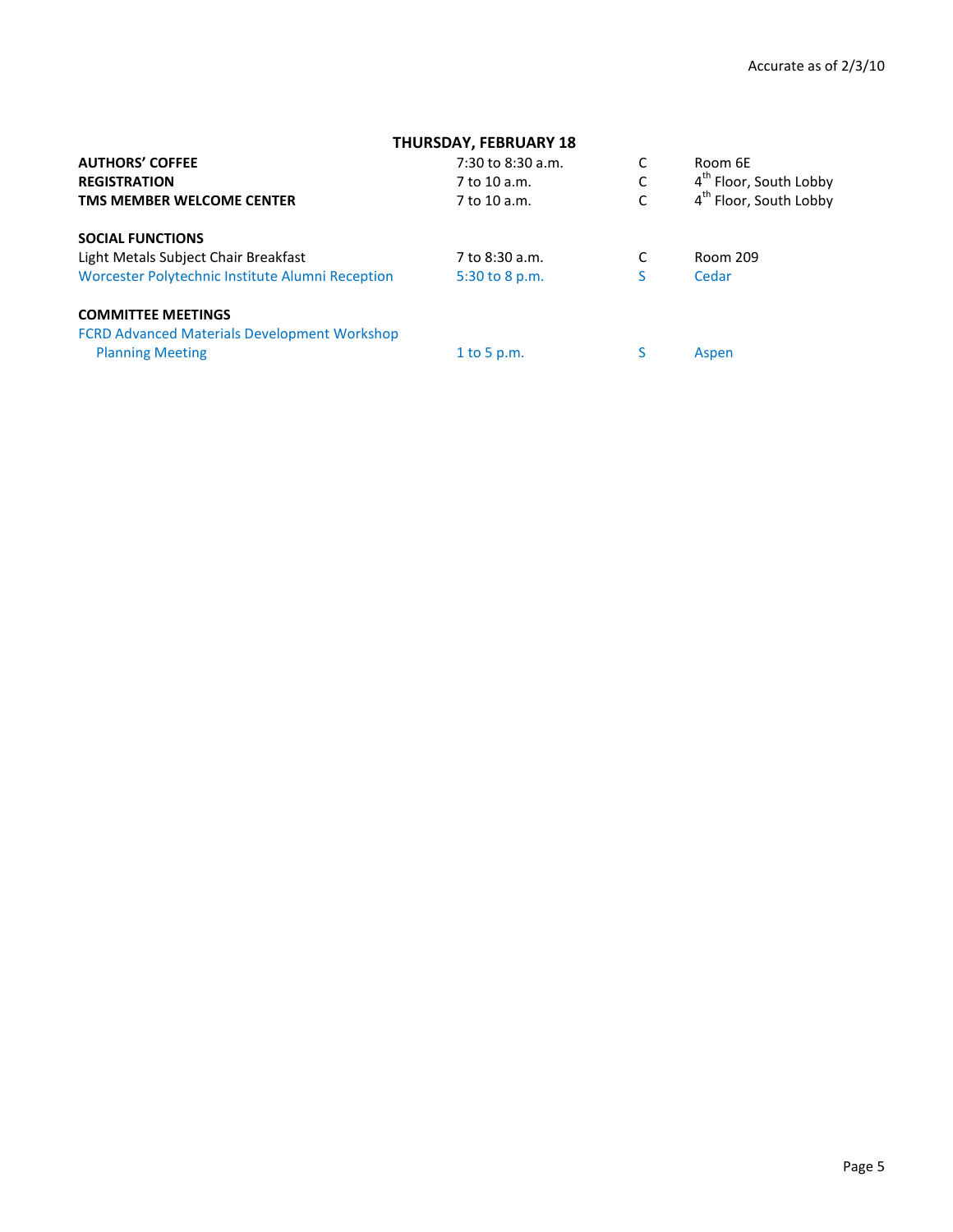Accurate as of 2/3/10

## THURSDAY, FEBRUARY 18

| | | | |
|---|---|---|---|
| **AUTHORS' COFFEE** | 7:30 to 8:30 a.m. | C | Room 6E |
| **REGISTRATION** | 7 to 10 a.m. | C | 4th Floor, South Lobby |
| **TMS MEMBER WELCOME CENTER** | 7 to 10 a.m. | C | 4th Floor, South Lobby |
| | | | |
| **SOCIAL FUNCTIONS** | | | |
| Light Metals Subject Chair Breakfast | 7 to 8:30 a.m. | C | Room 209 |
| Worcester Polytechnic Institute Alumni Reception | 5:30 to 8 p.m. | S | Cedar |
| | | | |
| **COMMITTEE MEETINGS** | | | |
| FCRD Advanced Materials Development Workshop Planning Meeting | 1 to 5 p.m. | S | Aspen |